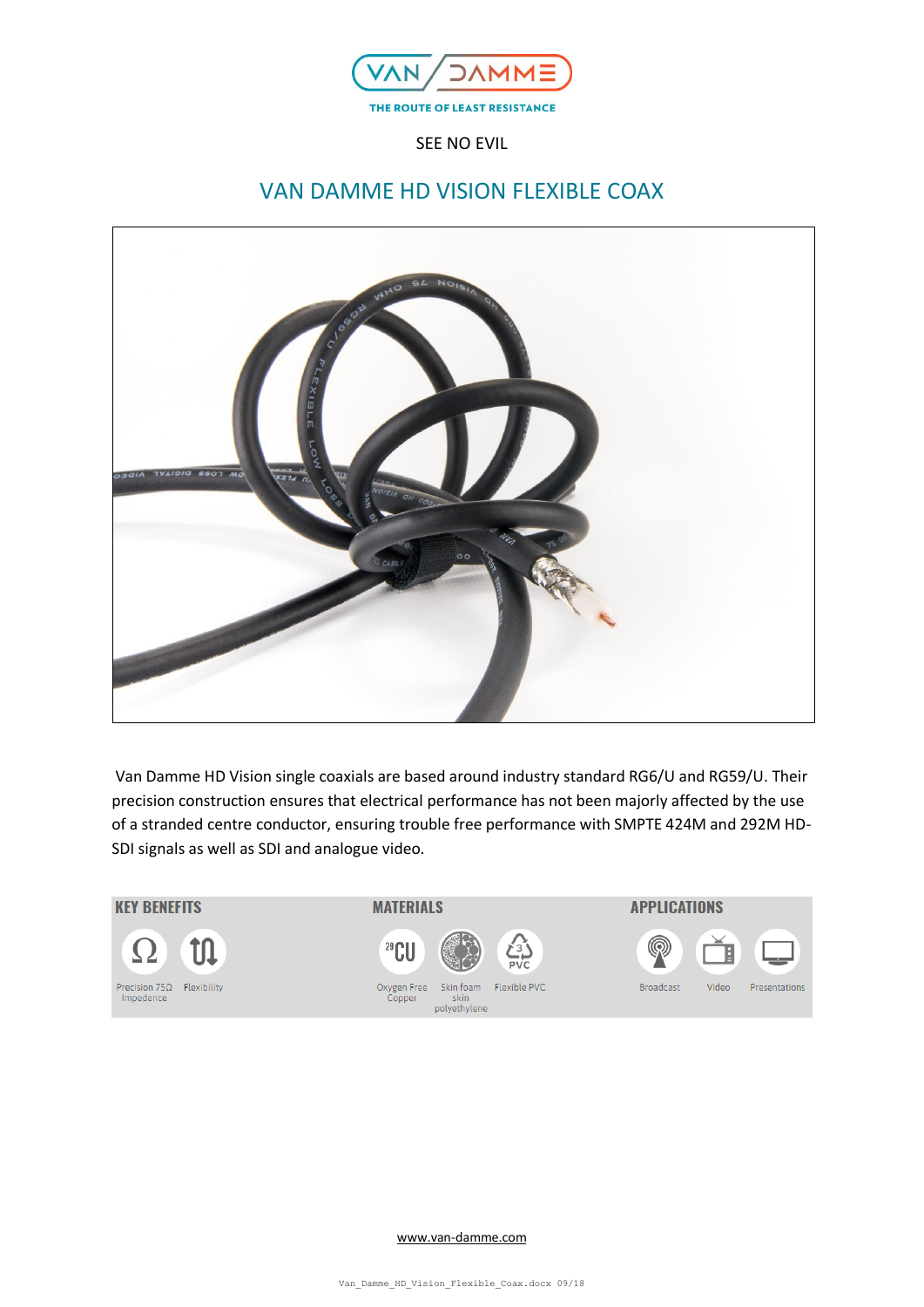VAN DAMME

THE ROUTE OF LEAST RESISTANCE

SEE NO EVIL

# VAN DAMME HD VISION FLEXIBLE COAX

Van Damme HD Vision single coaxials are based around industry standard RG6/U and RG59/U. Their precision construction ensures that electrical performance has not been majorly affected by the use of a stranded centre conductor, ensuring trouble free performance with SMPTE 424M and 292M HD-SDI signals as well as SDI and analogue video.

**KEY BENEFITS**

- Precision 75Ω Impedence
- Flexibility

**MATERIALS**

- Oxygen Free Copper
- Skin foam skin polyethylene
- Flexible PVC

**APPLICATIONS**

- Broadcast
- Video
- Presentations

www.van-damme.com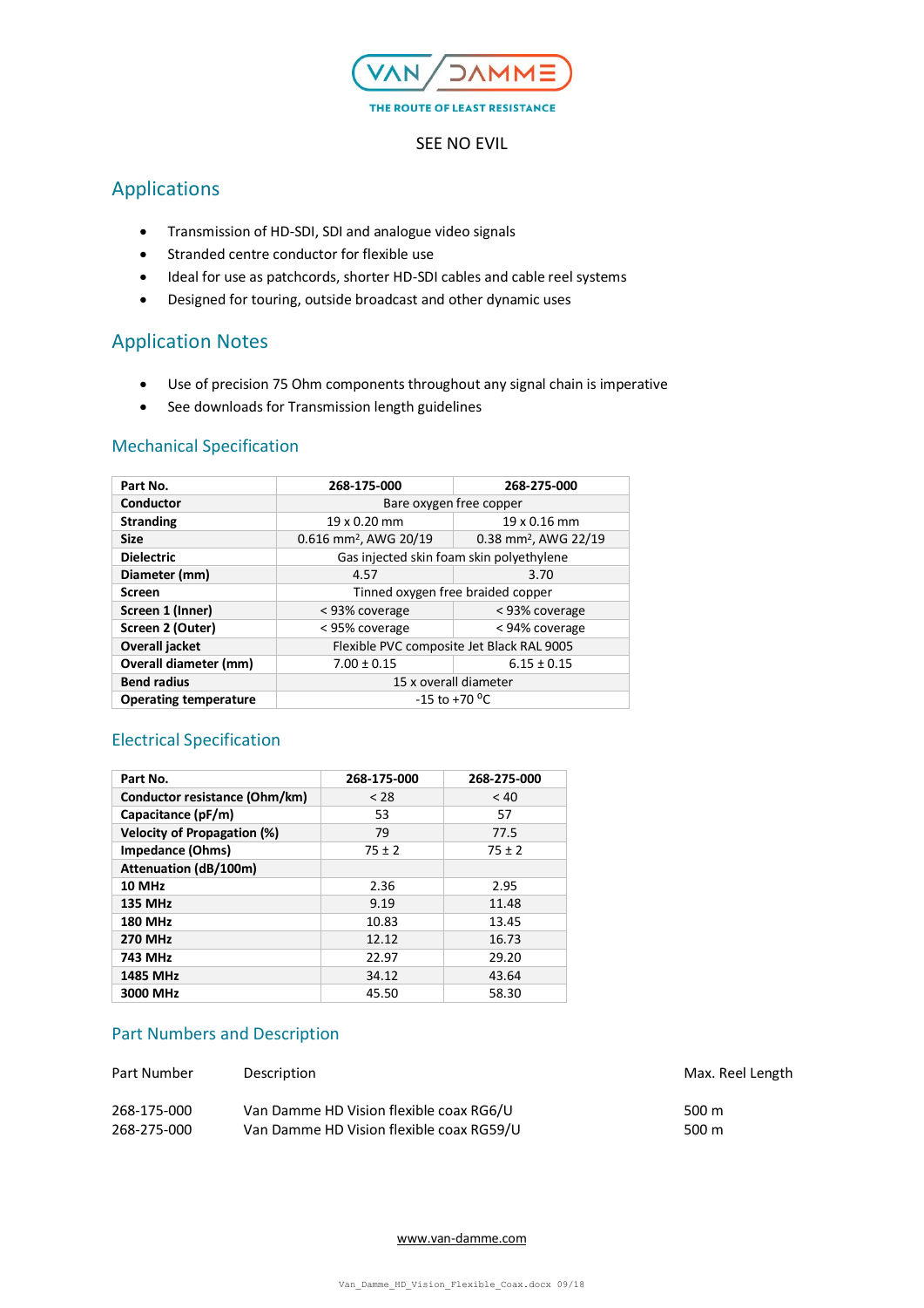SEE NO EVIL

## Applications

- Transmission of HD-SDI, SDI and analogue video signals
- Stranded centre conductor for flexible use
- Ideal for use as patchcords, shorter HD-SDI cables and cable reel systems
- Designed for touring, outside broadcast and other dynamic uses

## Application Notes

- Use of precision 75 Ohm components throughout any signal chain is imperative
- See downloads for Transmission length guidelines

### Mechanical Specification

| Part No. | 268-175-000 | 268-275-000 |
|---|---|---|
| Conductor | Bare oxygen free copper | |
| Stranding | 19 x 0.20 mm | 19 x 0.16 mm |
| Size | 0.616 mm², AWG 20/19 | 0.38 mm², AWG 22/19 |
| Dielectric | Gas injected skin foam skin polyethylene | |
| Diameter (mm) | 4.57 | 3.70 |
| Screen | Tinned oxygen free braided copper | |
| Screen 1 (Inner) | < 93% coverage | < 93% coverage |
| Screen 2 (Outer) | < 95% coverage | < 94% coverage |
| Overall jacket | Flexible PVC composite Jet Black RAL 9005 | |
| Overall diameter (mm) | 7.00 ± 0.15 | 6.15 ± 0.15 |
| Bend radius | 15 x overall diameter | |
| Operating temperature | -15 to +70 °C | |

### Electrical Specification

| Part No. | 268-175-000 | 268-275-000 |
|---|---|---|
| Conductor resistance (Ohm/km) | < 28 | < 40 |
| Capacitance (pF/m) | 53 | 57 |
| Velocity of Propagation (%) | 79 | 77.5 |
| Impedance (Ohms) | 75 ± 2 | 75 ± 2 |
| Attenuation (dB/100m) | | |
| 10 MHz | 2.36 | 2.95 |
| 135 MHz | 9.19 | 11.48 |
| 180 MHz | 10.83 | 13.45 |
| 270 MHz | 12.12 | 16.73 |
| 743 MHz | 22.97 | 29.20 |
| 1485 MHz | 34.12 | 43.64 |
| 3000 MHz | 45.50 | 58.30 |

### Part Numbers and Description

| Part Number | Description | Max. Reel Length |
|---|---|---|
| 268-175-000 | Van Damme HD Vision flexible coax RG6/U | 500 m |
| 268-275-000 | Van Damme HD Vision flexible coax RG59/U | 500 m |

www.van-damme.com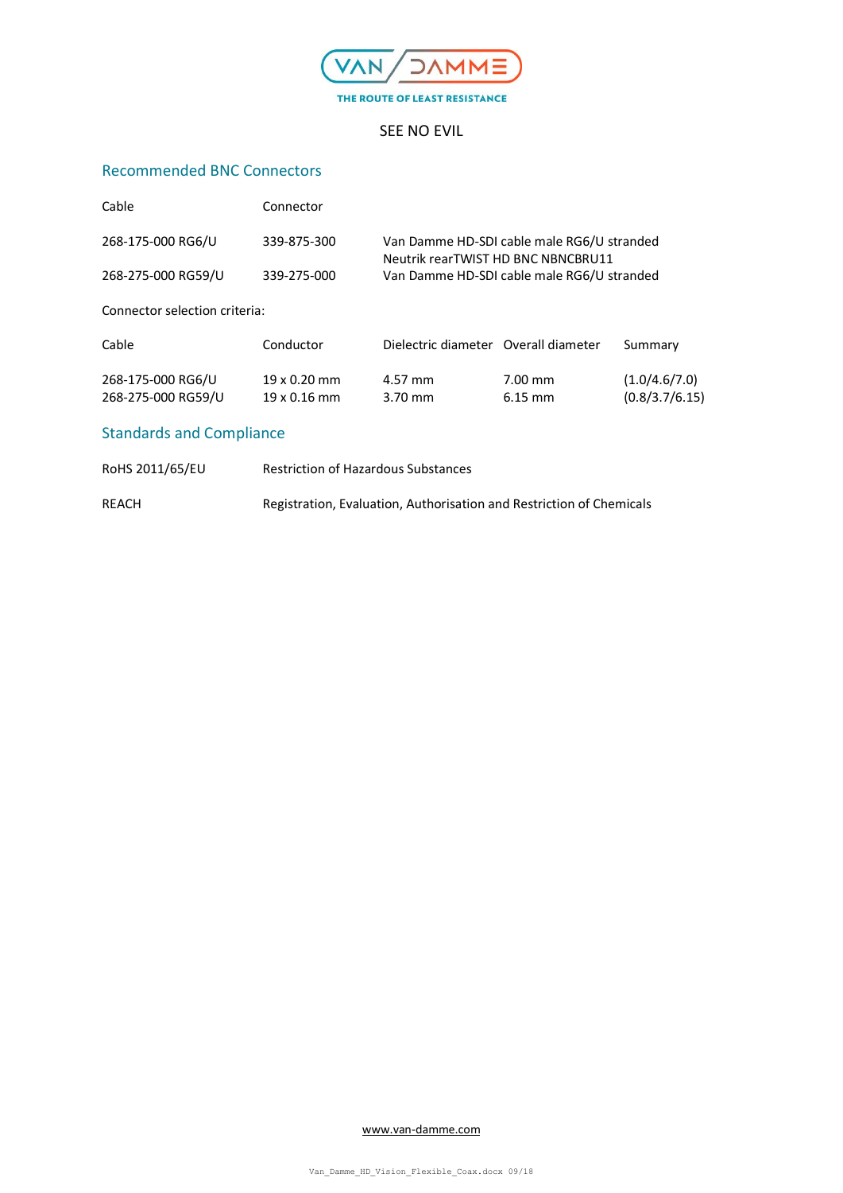SEE NO EVIL

## Recommended BNC Connectors

| Cable | Connector | |
|---|---|---|
| 268-175-000 RG6/U | 339-875-300 | Van Damme HD-SDI cable male RG6/U stranded<br>Neutrik rearTWIST HD BNC NBNCBRU11 |
| 268-275-000 RG59/U | 339-275-000 | Van Damme HD-SDI cable male RG6/U stranded |

Connector selection criteria:

| Cable | Conductor | Dielectric diameter | Overall diameter | Summary |
|---|---|---|---|---|
| 268-175-000 RG6/U | 19 x 0.20 mm | 4.57 mm | 7.00 mm | (1.0/4.6/7.0) |
| 268-275-000 RG59/U | 19 x 0.16 mm | 3.70 mm | 6.15 mm | (0.8/3.7/6.15) |

## Standards and Compliance

| | |
|---|---|
| RoHS 2011/65/EU | Restriction of Hazardous Substances |
| REACH | Registration, Evaluation, Authorisation and Restriction of Chemicals |

www.van-damme.com

Van_Damme_HD_Vision_Flexible_Coax.docx 09/18